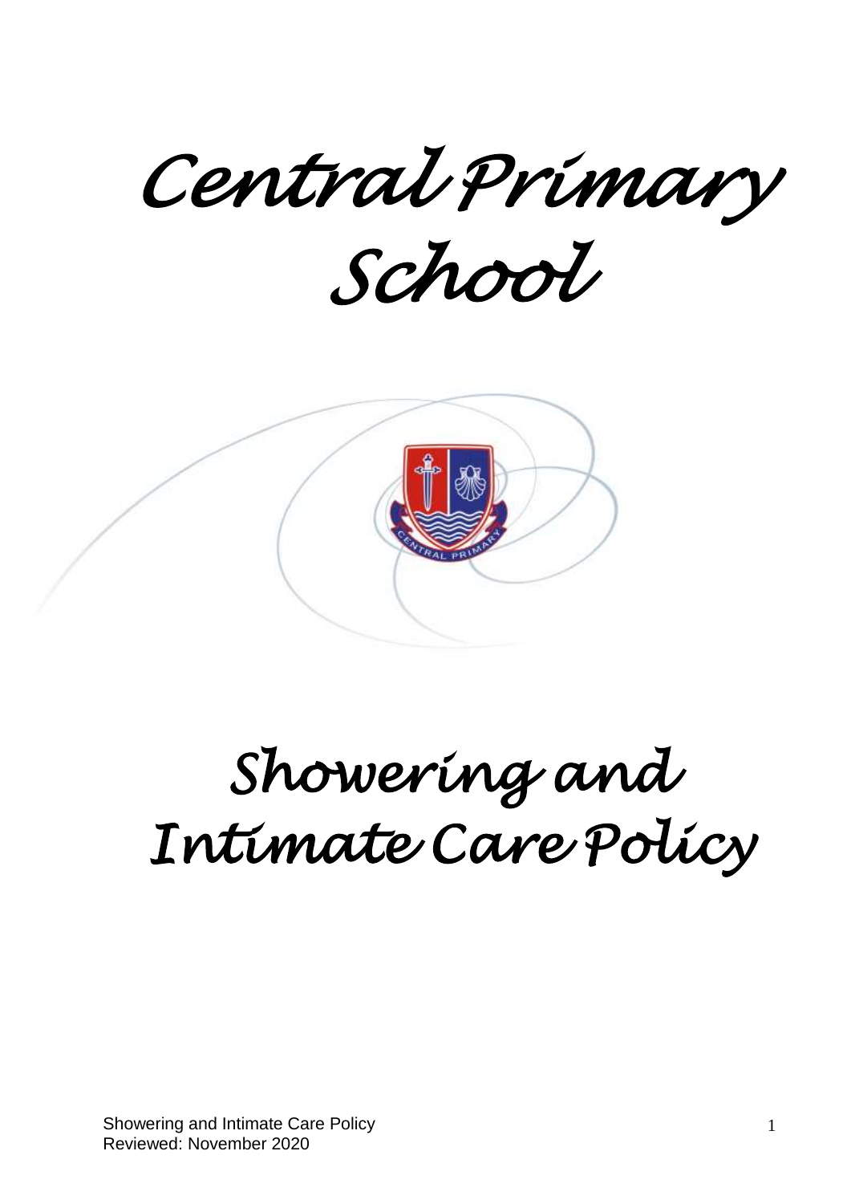# Central Primary School

# Showering and Intimate Care Policy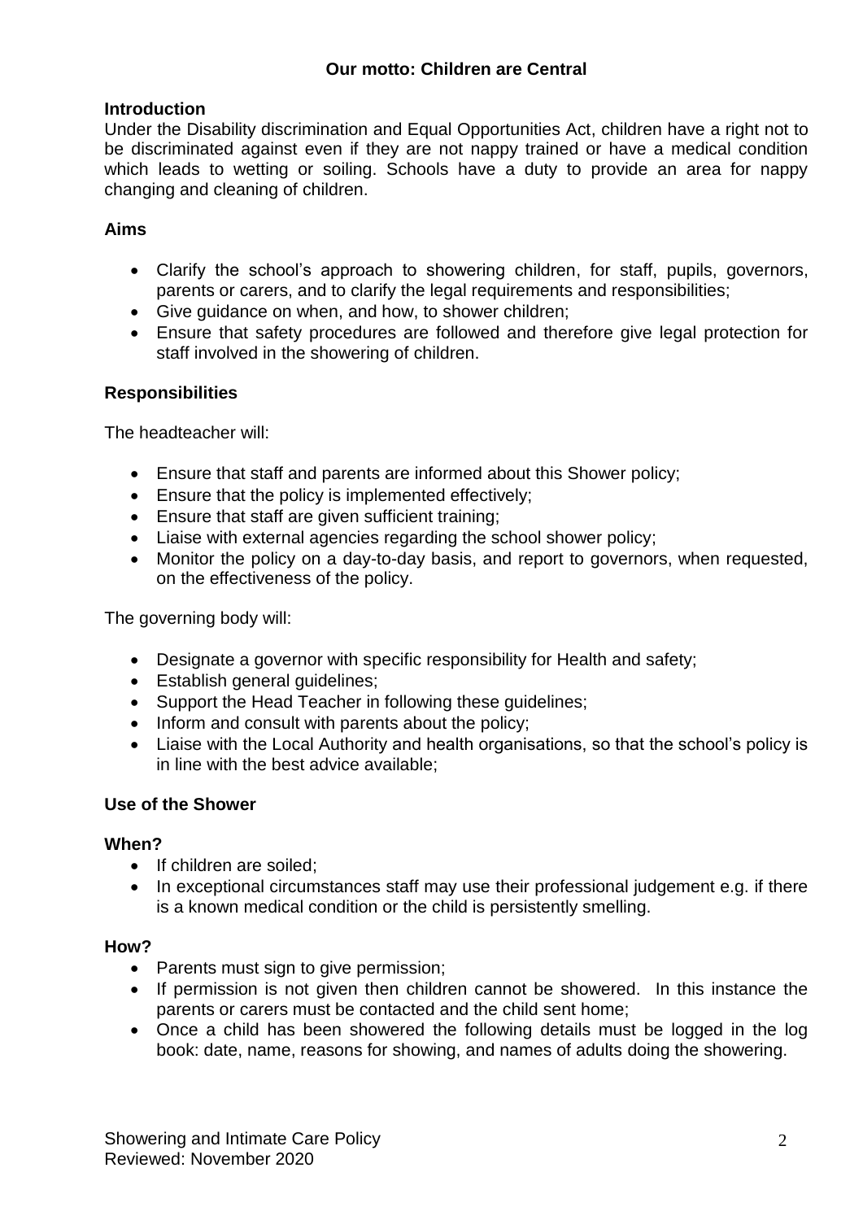**Our motto: Children are Central**

**Introduction**

Under the Disability discrimination and Equal Opportunities Act, children have a right not to be discriminated against even if they are not nappy trained or have a medical condition which leads to wetting or soiling. Schools have a duty to provide an area for nappy changing and cleaning of children.

**Aims**

- Clarify the school's approach to showering children, for staff, pupils, governors, parents or carers, and to clarify the legal requirements and responsibilities;
- Give guidance on when, and how, to shower children;
- Ensure that safety procedures are followed and therefore give legal protection for staff involved in the showering of children.

**Responsibilities**

The headteacher will:

- Ensure that staff and parents are informed about this Shower policy;
- Ensure that the policy is implemented effectively;
- Ensure that staff are given sufficient training;
- Liaise with external agencies regarding the school shower policy;
- Monitor the policy on a day-to-day basis, and report to governors, when requested, on the effectiveness of the policy.

The governing body will:

- Designate a governor with specific responsibility for Health and safety;
- Establish general guidelines;
- Support the Head Teacher in following these guidelines;
- Inform and consult with parents about the policy;
- Liaise with the Local Authority and health organisations, so that the school's policy is in line with the best advice available;

**Use of the Shower**

**When?**

- If children are soiled;
- In exceptional circumstances staff may use their professional judgement e.g. if there is a known medical condition or the child is persistently smelling.

**How?**

- Parents must sign to give permission;
- If permission is not given then children cannot be showered. In this instance the parents or carers must be contacted and the child sent home;
- Once a child has been showered the following details must be logged in the log book: date, name, reasons for showing, and names of adults doing the showering.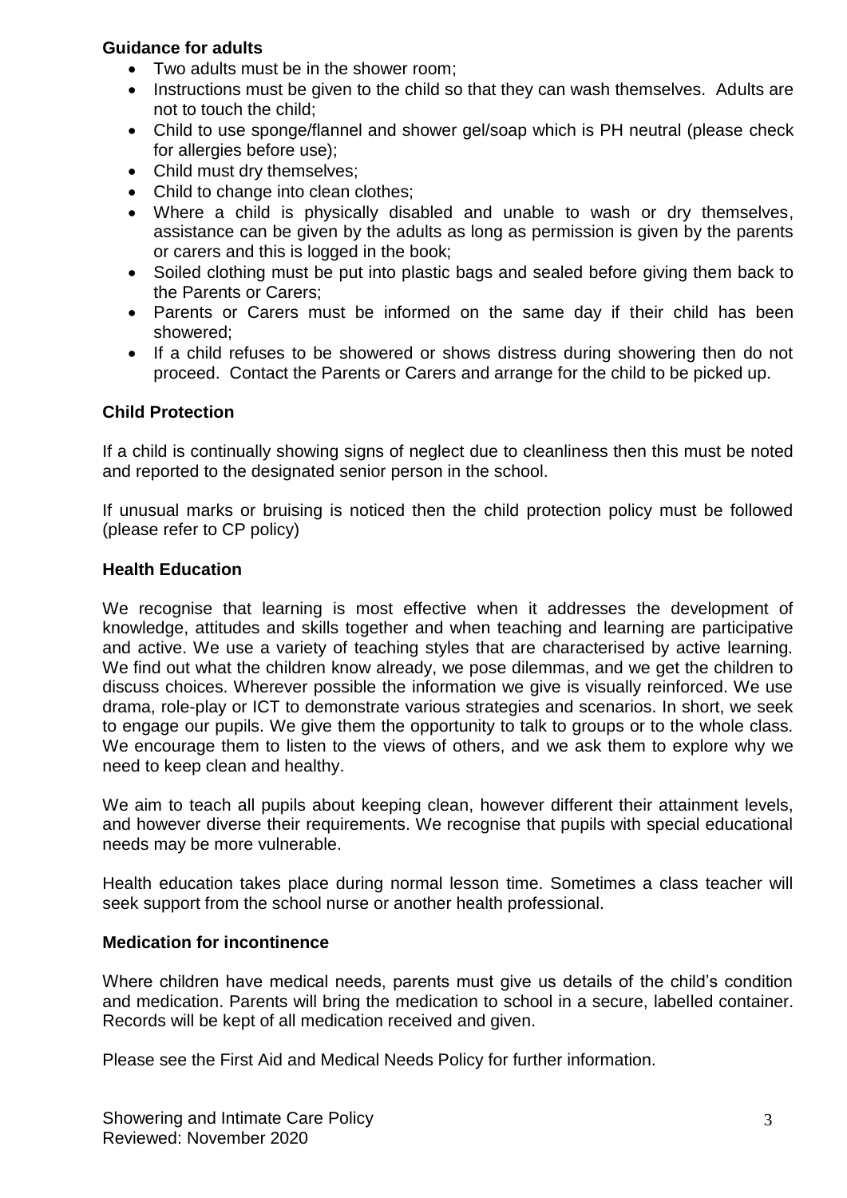**Guidance for adults**

- Two adults must be in the shower room;
- Instructions must be given to the child so that they can wash themselves. Adults are not to touch the child;
- Child to use sponge/flannel and shower gel/soap which is PH neutral (please check for allergies before use);
- Child must dry themselves;
- Child to change into clean clothes;
- Where a child is physically disabled and unable to wash or dry themselves, assistance can be given by the adults as long as permission is given by the parents or carers and this is logged in the book;
- Soiled clothing must be put into plastic bags and sealed before giving them back to the Parents or Carers;
- Parents or Carers must be informed on the same day if their child has been showered;
- If a child refuses to be showered or shows distress during showering then do not proceed. Contact the Parents or Carers and arrange for the child to be picked up.

## Child Protection

If a child is continually showing signs of neglect due to cleanliness then this must be noted and reported to the designated senior person in the school.

If unusual marks or bruising is noticed then the child protection policy must be followed (please refer to CP policy)

## Health Education

We recognise that learning is most effective when it addresses the development of knowledge, attitudes and skills together and when teaching and learning are participative and active. We use a variety of teaching styles that are characterised by active learning. We find out what the children know already, we pose dilemmas, and we get the children to discuss choices. Wherever possible the information we give is visually reinforced. We use drama, role-play or ICT to demonstrate various strategies and scenarios. In short, we seek to engage our pupils. We give them the opportunity to talk to groups or to the whole class. We encourage them to listen to the views of others, and we ask them to explore why we need to keep clean and healthy.

We aim to teach all pupils about keeping clean, however different their attainment levels, and however diverse their requirements. We recognise that pupils with special educational needs may be more vulnerable.

Health education takes place during normal lesson time. Sometimes a class teacher will seek support from the school nurse or another health professional.

## Medication for incontinence

Where children have medical needs, parents must give us details of the child's condition and medication. Parents will bring the medication to school in a secure, labelled container. Records will be kept of all medication received and given.

Please see the First Aid and Medical Needs Policy for further information.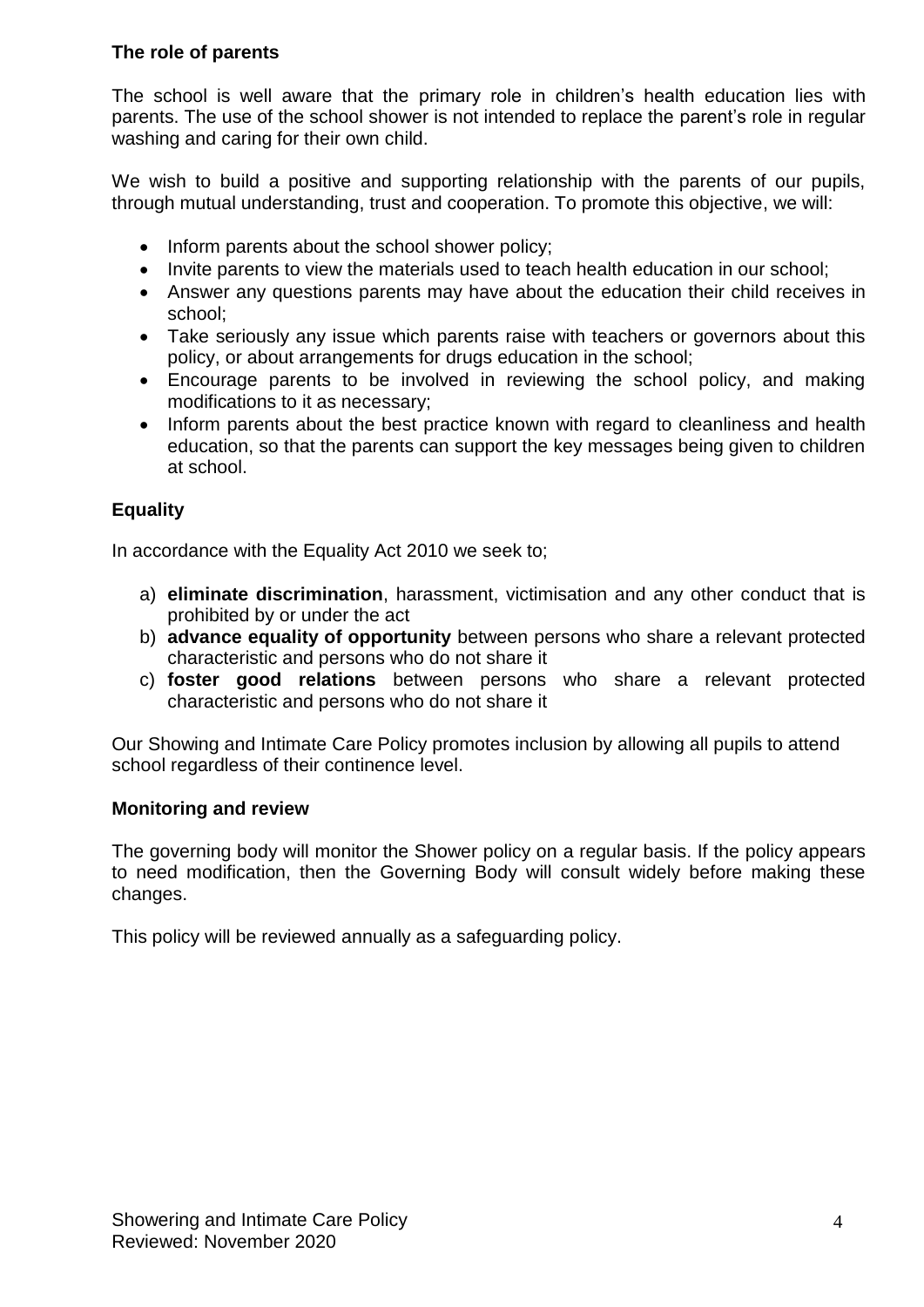**The role of parents**

The school is well aware that the primary role in children's health education lies with parents. The use of the school shower is not intended to replace the parent's role in regular washing and caring for their own child.

We wish to build a positive and supporting relationship with the parents of our pupils, through mutual understanding, trust and cooperation. To promote this objective, we will:

- Inform parents about the school shower policy;
- Invite parents to view the materials used to teach health education in our school;
- Answer any questions parents may have about the education their child receives in school;
- Take seriously any issue which parents raise with teachers or governors about this policy, or about arrangements for drugs education in the school;
- Encourage parents to be involved in reviewing the school policy, and making modifications to it as necessary;
- Inform parents about the best practice known with regard to cleanliness and health education, so that the parents can support the key messages being given to children at school.

**Equality**

In accordance with the Equality Act 2010 we seek to;

a) **eliminate discrimination**, harassment, victimisation and any other conduct that is prohibited by or under the act
b) **advance equality of opportunity** between persons who share a relevant protected characteristic and persons who do not share it
c) **foster good relations** between persons who share a relevant protected characteristic and persons who do not share it

Our Showing and Intimate Care Policy promotes inclusion by allowing all pupils to attend school regardless of their continence level.

**Monitoring and review**

The governing body will monitor the Shower policy on a regular basis. If the policy appears to need modification, then the Governing Body will consult widely before making these changes.

This policy will be reviewed annually as a safeguarding policy.